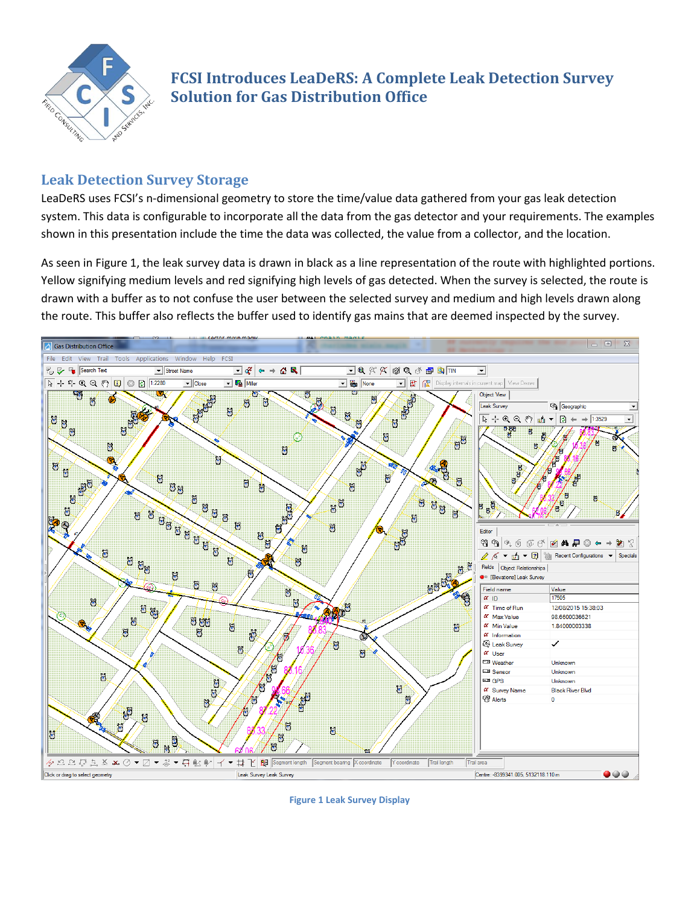# FCSI Introduces LeaDeRS: A Complete Leak Detection Survey Solution for Gas Distribution Office

## Leak Detection Survey Storage

LeaDeRS uses FCSI's n-dimensional geometry to store the time/value data gathered from your gas leak detection system. This data is configurable to incorporate all the data from the gas detector and your requirements. The examples shown in this presentation include the time the data was collected, the value from a collector, and the location.

As seen in Figure 1, the leak survey data is drawn in black as a line representation of the route with highlighted portions. Yellow signifying medium levels and red signifying high levels of gas detected. When the survey is selected, the route is drawn with a buffer as to not confuse the user between the selected survey and medium and high levels drawn along the route. This buffer also reflects the buffer used to identify gas mains that are deemed inspected by the survey.

Figure 1 Leak Survey Display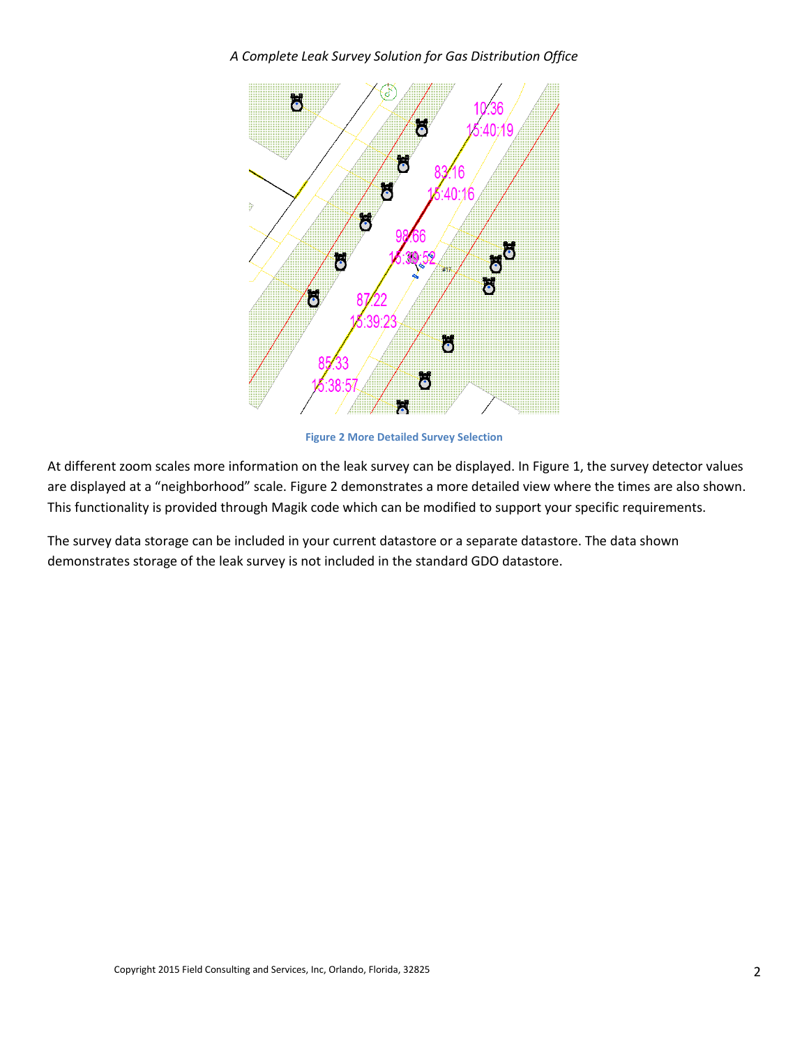Figure 2 More Detailed Survey Selection

At different zoom scales more information on the leak survey can be displayed. In Figure 1, the survey detector values are displayed at a "neighborhood" scale. Figure 2 demonstrates a more detailed view where the times are also shown. This functionality is provided through Magik code which can be modified to support your specific requirements.

The survey data storage can be included in your current datastore or a separate datastore. The data shown demonstrates storage of the leak survey is not included in the standard GDO datastore.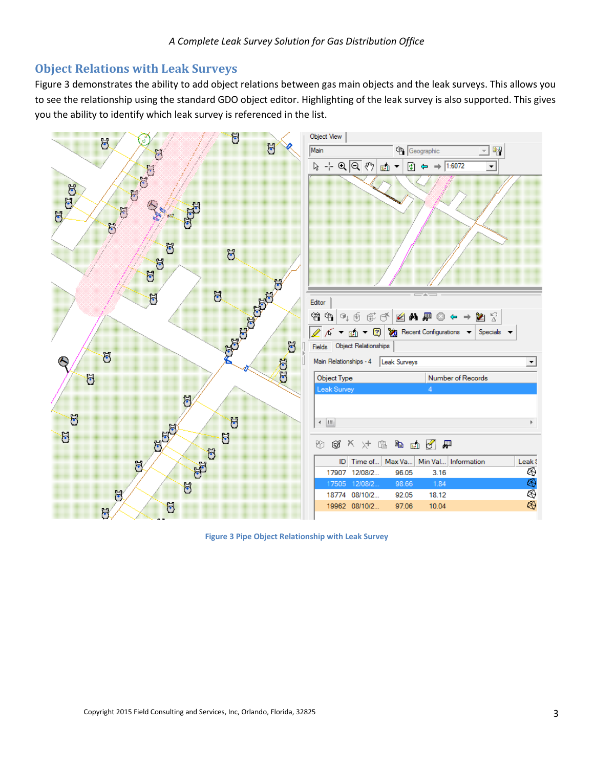## Object Relations with Leak Surveys

Figure 3 demonstrates the ability to add object relations between gas main objects and the leak surveys. This allows you to see the relationship using the standard GDO object editor. Highlighting of the leak survey is also supported. This gives you the ability to identify which leak survey is referenced in the list.

Figure 3 Pipe Object Relationship with Leak Survey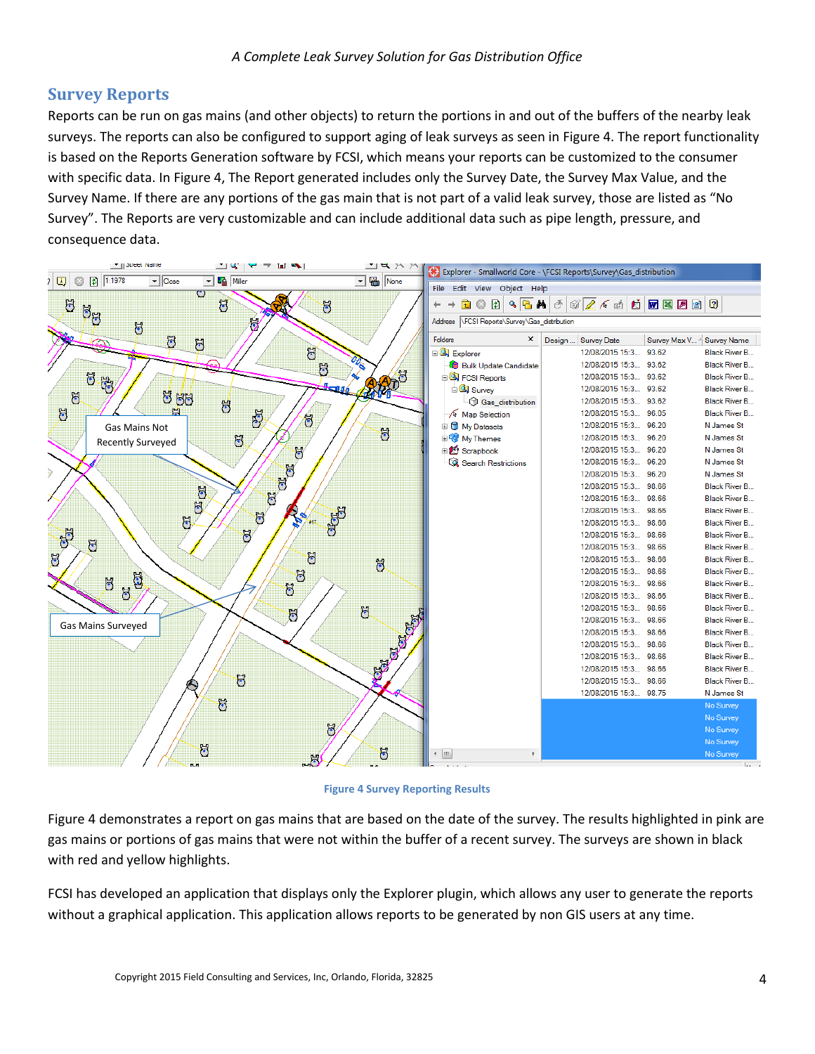## Survey Reports

Reports can be run on gas mains (and other objects) to return the portions in and out of the buffers of the nearby leak surveys. The reports can also be configured to support aging of leak surveys as seen in Figure 4. The report functionality is based on the Reports Generation software by FCSI, which means your reports can be customized to the consumer with specific data. In Figure 4, The Report generated includes only the Survey Date, the Survey Max Value, and the Survey Name. If there are any portions of the gas main that is not part of a valid leak survey, those are listed as "No Survey". The Reports are very customizable and can include additional data such as pipe length, pressure, and consequence data.

Figure 4 Survey Reporting Results

Figure 4 demonstrates a report on gas mains that are based on the date of the survey. The results highlighted in pink are gas mains or portions of gas mains that were not within the buffer of a recent survey. The surveys are shown in black with red and yellow highlights.

FCSI has developed an application that displays only the Explorer plugin, which allows any user to generate the reports without a graphical application. This application allows reports to be generated by non GIS users at any time.

Copyright 2015 Field Consulting and Services, Inc, Orlando, Florida, 32825